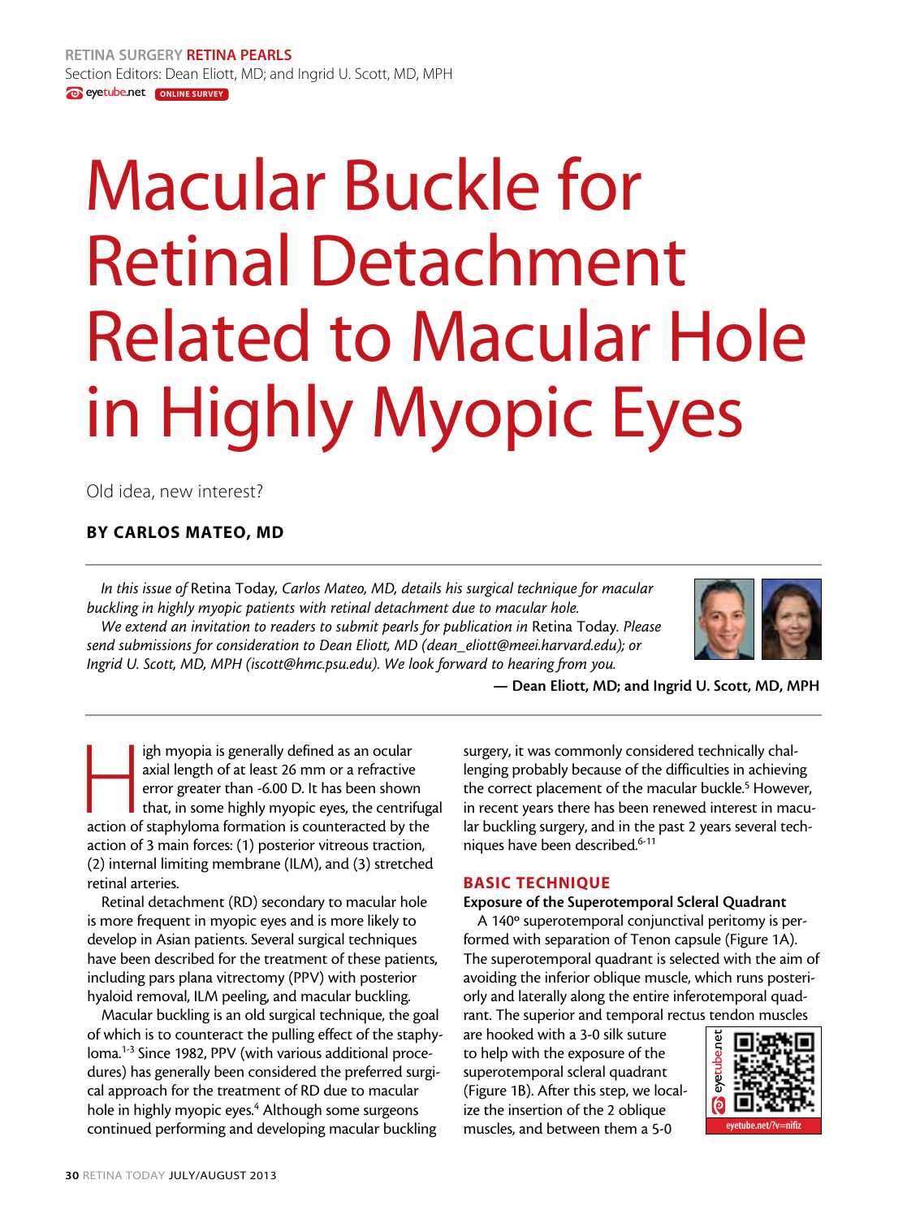RETINA SURGERY **RETINA PEARLS**

Section Editors: Dean Eliott, MD; and Ingrid U. Scott, MD, MPH

eyetube.net ONLINE SURVEY

# Macular Buckle for Retinal Detachment Related to Macular Hole in Highly Myopic Eyes

Old idea, new interest?

**BY CARLOS MATEO, MD**

*In this issue of* Retina Today, *Carlos Mateo, MD, details his surgical technique for macular buckling in highly myopic patients with retinal detachment due to macular hole.*

*We extend an invitation to readers to submit pearls for publication in* Retina Today. *Please send submissions for consideration to Dean Eliott, MD (dean_eliott@meei.harvard.edu); or Ingrid U. Scott, MD, MPH (iscott@hmc.psu.edu). We look forward to hearing from you.*

**— Dean Eliott, MD; and Ingrid U. Scott, MD, MPH**

High myopia is generally defined as an ocular axial length of at least 26 mm or a refractive error greater than -6.00 D. It has been shown that, in some highly myopic eyes, the centrifugal action of staphyloma formation is counteracted by the action of 3 main forces: (1) posterior vitreous traction, (2) internal limiting membrane (ILM), and (3) stretched retinal arteries.

Retinal detachment (RD) secondary to macular hole is more frequent in myopic eyes and is more likely to develop in Asian patients. Several surgical techniques have been described for the treatment of these patients, including pars plana vitrectomy (PPV) with posterior hyaloid removal, ILM peeling, and macular buckling.

Macular buckling is an old surgical technique, the goal of which is to counteract the pulling effect of the staphyloma.[1-3] Since 1982, PPV (with various additional procedures) has generally been considered the preferred surgical approach for the treatment of RD due to macular hole in highly myopic eyes.[4] Although some surgeons continued performing and developing macular buckling surgery, it was commonly considered technically challenging probably because of the difficulties in achieving the correct placement of the macular buckle.[5] However, in recent years there has been renewed interest in macular buckling surgery, and in the past 2 years several techniques have been described.[6-11]

## BASIC TECHNIQUE

### Exposure of the Superotemporal Scleral Quadrant

A 140° superotemporal conjunctival peritomy is performed with separation of Tenon capsule (Figure 1A). The superotemporal quadrant is selected with the aim of avoiding the inferior oblique muscle, which runs posteriorly and laterally along the entire inferotemporal quadrant. The superior and temporal rectus tendon muscles are hooked with a 3-0 silk suture to help with the exposure of the superotemporal scleral quadrant (Figure 1B). After this step, we localize the insertion of the 2 oblique muscles, and between them a 5-0

eyetube.net/?v=nifiz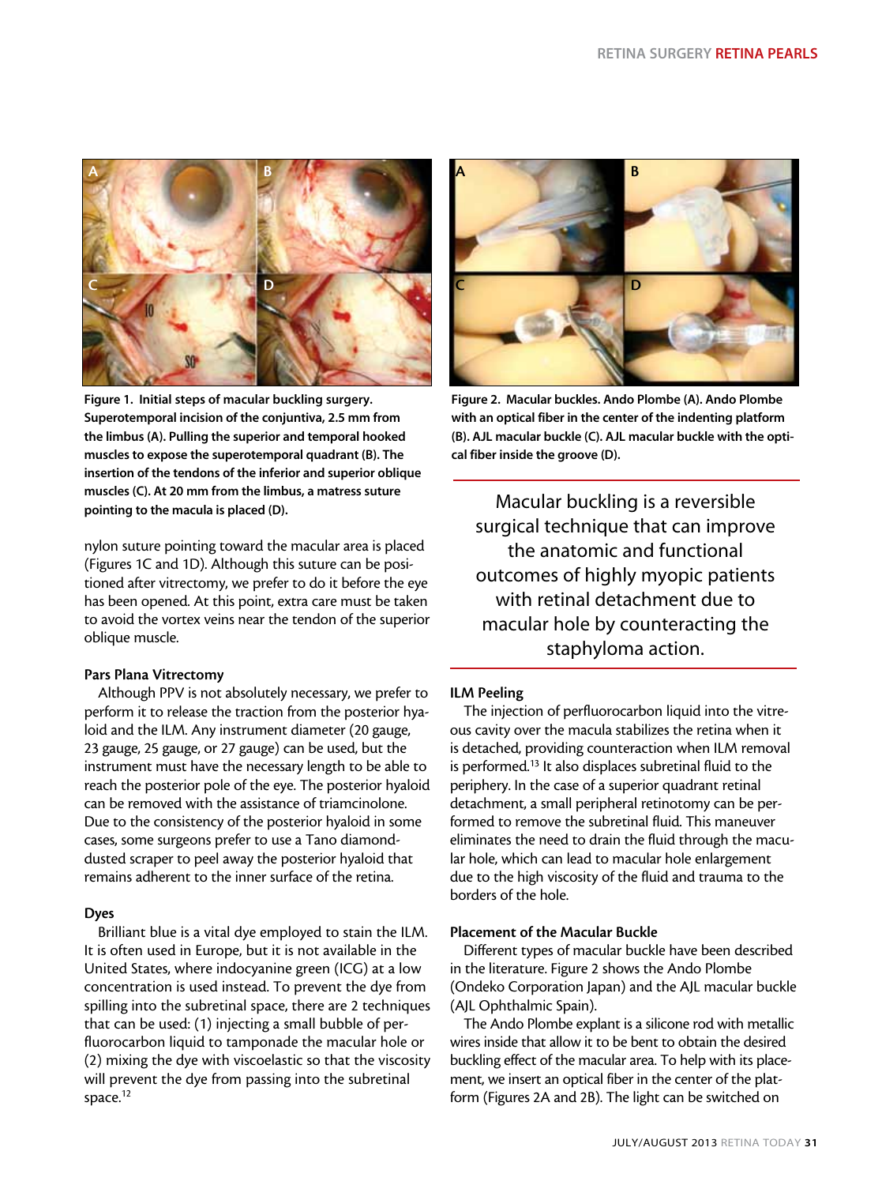Figure 1. Initial steps of macular buckling surgery. Superotemporal incision of the conjuntiva, 2.5 mm from the limbus (A). Pulling the superior and temporal hooked muscles to expose the superotemporal quadrant (B). The insertion of the tendons of the inferior and superior oblique muscles (C). At 20 mm from the limbus, a matress suture pointing to the macula is placed (D).

Figure 2. Macular buckles. Ando Plombe (A). Ando Plombe with an optical fiber in the center of the indenting platform (B). AJL macular buckle (C). AJL macular buckle with the optical fiber inside the groove (D).

nylon suture pointing toward the macular area is placed (Figures 1C and 1D). Although this suture can be positioned after vitrectomy, we prefer to do it before the eye has been opened. At this point, extra care must be taken to avoid the vortex veins near the tendon of the superior oblique muscle.

### Pars Plana Vitrectomy

Although PPV is not absolutely necessary, we prefer to perform it to release the traction from the posterior hyaloid and the ILM. Any instrument diameter (20 gauge, 23 gauge, 25 gauge, or 27 gauge) can be used, but the instrument must have the necessary length to be able to reach the posterior pole of the eye. The posterior hyaloid can be removed with the assistance of triamcinolone. Due to the consistency of the posterior hyaloid in some cases, some surgeons prefer to use a Tano diamond-dusted scraper to peel away the posterior hyaloid that remains adherent to the inner surface of the retina.

### Dyes

Brilliant blue is a vital dye employed to stain the ILM. It is often used in Europe, but it is not available in the United States, where indocyanine green (ICG) at a low concentration is used instead. To prevent the dye from spilling into the subretinal space, there are 2 techniques that can be used: (1) injecting a small bubble of perfluorocarbon liquid to tamponade the macular hole or (2) mixing the dye with viscoelastic so that the viscosity will prevent the dye from passing into the subretinal space.[12]

> Macular buckling is a reversible surgical technique that can improve the anatomic and functional outcomes of highly myopic patients with retinal detachment due to macular hole by counteracting the staphyloma action.

### ILM Peeling

The injection of perfluorocarbon liquid into the vitreous cavity over the macula stabilizes the retina when it is detached, providing counteraction when ILM removal is performed.[13] It also displaces subretinal fluid to the periphery. In the case of a superior quadrant retinal detachment, a small peripheral retinotomy can be performed to remove the subretinal fluid. This maneuver eliminates the need to drain the fluid through the macular hole, which can lead to macular hole enlargement due to the high viscosity of the fluid and trauma to the borders of the hole.

### Placement of the Macular Buckle

Different types of macular buckle have been described in the literature. Figure 2 shows the Ando Plombe (Ondeko Corporation Japan) and the AJL macular buckle (AJL Ophthalmic Spain).

The Ando Plombe explant is a silicone rod with metallic wires inside that allow it to be bent to obtain the desired buckling effect of the macular area. To help with its placement, we insert an optical fiber in the center of the platform (Figures 2A and 2B). The light can be switched on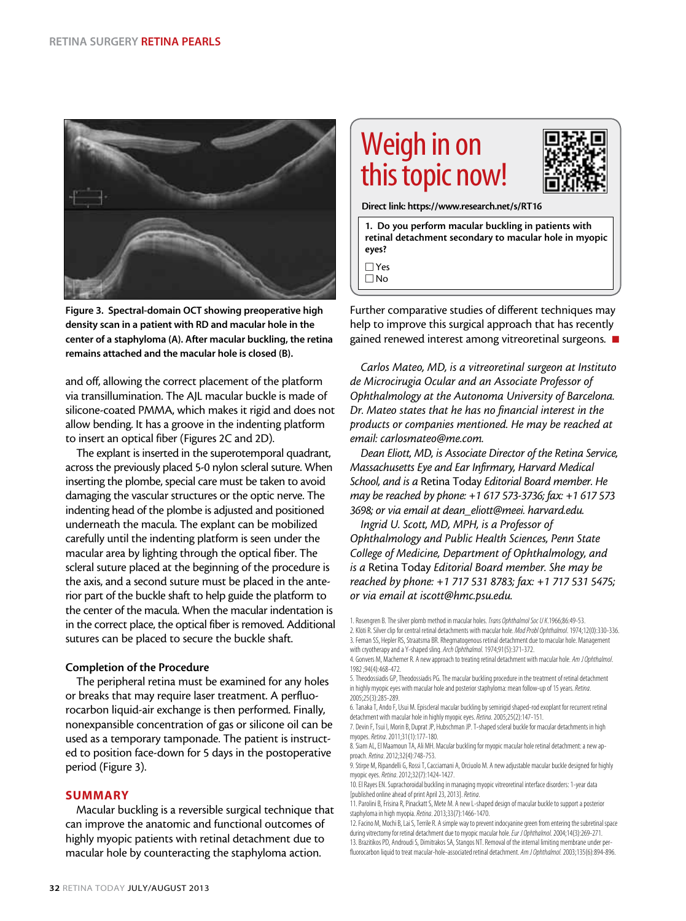Figure 3. Spectral-domain OCT showing preoperative high density scan in a patient with RD and macular hole in the center of a staphyloma (A). After macular buckling, the retina remains attached and the macular hole is closed (B).

and off, allowing the correct placement of the platform via transillumination. The AJL macular buckle is made of silicone-coated PMMA, which makes it rigid and does not allow bending. It has a groove in the indenting platform to insert an optical fiber (Figures 2C and 2D).

The explant is inserted in the superotemporal quadrant, across the previously placed 5-0 nylon scleral suture. When inserting the plombe, special care must be taken to avoid damaging the vascular structures or the optic nerve. The indenting head of the plombe is adjusted and positioned underneath the macula. The explant can be mobilized carefully until the indenting platform is seen under the macular area by lighting through the optical fiber. The scleral suture placed at the beginning of the procedure is the axis, and a second suture must be placed in the anterior part of the buckle shaft to help guide the platform to the center of the macula. When the macular indentation is in the correct place, the optical fiber is removed. Additional sutures can be placed to secure the buckle shaft.

### Completion of the Procedure

The peripheral retina must be examined for any holes or breaks that may require laser treatment. A perfluorocarbon liquid-air exchange is then performed. Finally, nonexpansible concentration of gas or silicone oil can be used as a temporary tamponade. The patient is instructed to position face-down for 5 days in the postoperative period (Figure 3).

## SUMMARY

Macular buckling is a reversible surgical technique that can improve the anatomic and functional outcomes of highly myopic patients with retinal detachment due to macular hole by counteracting the staphyloma action.

**Weigh in on this topic now!**

**Direct link: https://www.research.net/s/RT16**

**1. Do you perform macular buckling in patients with retinal detachment secondary to macular hole in myopic eyes?**

☐ Yes
☐ No

Further comparative studies of different techniques may help to improve this surgical approach that has recently gained renewed interest among vitreoretinal surgeons. ■

*Carlos Mateo, MD, is a vitreoretinal surgeon at Instituto de Microcirugia Ocular and an Associate Professor of Ophthalmology at the Autonoma University of Barcelona. Dr. Mateo states that he has no financial interest in the products or companies mentioned. He may be reached at email: carlosmateo@me.com.*

*Dean Eliott, MD, is Associate Director of the Retina Service, Massachusetts Eye and Ear Infirmary, Harvard Medical School, and is a* Retina Today *Editorial Board member. He may be reached by phone: +1 617 573-3736; fax: +1 617 573 3698; or via email at dean_eliott@meei. harvard.edu.*

*Ingrid U. Scott, MD, MPH, is a Professor of Ophthalmology and Public Health Sciences, Penn State College of Medicine, Department of Ophthalmology, and is a* Retina Today *Editorial Board member. She may be reached by phone: +1 717 531 8783; fax: +1 717 531 5475; or via email at iscott@hmc.psu.edu.*

1. Rosengren B. The silver plomb method in macular holes. *Trans Ophthalmol Soc U K*.1966;86:49-53.
2. Klöti R. Silver clip for central retinal detachments with macular hole. *Mod Probl Ophthalmol*. 1974;12(0):330-336.
3. Feman SS, Hepler RS, Straatsma BR. Rhegmatogenous retinal detachment due to macular hole. Management with cryotherapy and a Y-shaped sling. *Arch Ophthalmol*. 1974;91(5):371-372.
4. Gonvers M, Machemer R. A new approach to treating retinal detachment with macular hole. *Am J Ophthalmol*. 1982 ;94(4):468-472.
5. Theodossiadis GP, Theodossiadis PG. The macular buckling procedure in the treatment of retinal detachment in highly myopic eyes with macular hole and posterior staphyloma: mean follow-up of 15 years. *Retina*. 2005;25(3):285-289.
6. Tanaka T, Ando F, Usui M. Episcleral macular buckling by semirigid shaped-rod exoplant for recurrent retinal detachment with macular hole in highly myopic eyes. *Retina*. 2005;25(2):147-151.
7. Devin F, Tsui I, Morin B, Duprat JP, Hubschman JP. T-shaped scleral buckle for macular detachments in high myopes. *Retina*. 2011;31(1):177-180.
8. Siam AL, El Maamoun TA, Ali MH. Macular buckling for myopic macular hole retinal detachment: a new approach. *Retina*. 2012;32(4):748-753.
9. Stirpe M, Ripandelli G, Rossi T, Cacciamani A, Orciuolo M. A new adjustable macular buckle designed for highly myopic eyes. *Retina*. 2012;32(7):1424-1427.
10. El Rayes EN. Suprachoroidal buckling in managing myopic vitreoretinal interface disorders: 1-year data [published online ahead of print April 23, 2013]. *Retina*.
11. Parolini B, Frisina R, Pinackatt S, Mete M. A new L-shaped design of macular buckle to support a posterior staphyloma in high myopia. *Retina*. 2013;33(7):1466-1470.
12. Facino M, Mochi B, Lai S, Terrile R. A simple way to prevent indocyanine green from entering the subretinal space during vitrectomy for retinal detachment due to myopic macular hole. *Eur J Ophthalmol*. 2004;14(3):269-271.
13. Brazitikos PD, Androudi S, Dimitrakos SA, Stangos NT. Removal of the internal limiting membrane under perfluorocarbon liquid to treat macular-hole-associated retinal detachment. *Am J Ophthalmol*. 2003;135(6):894-896.